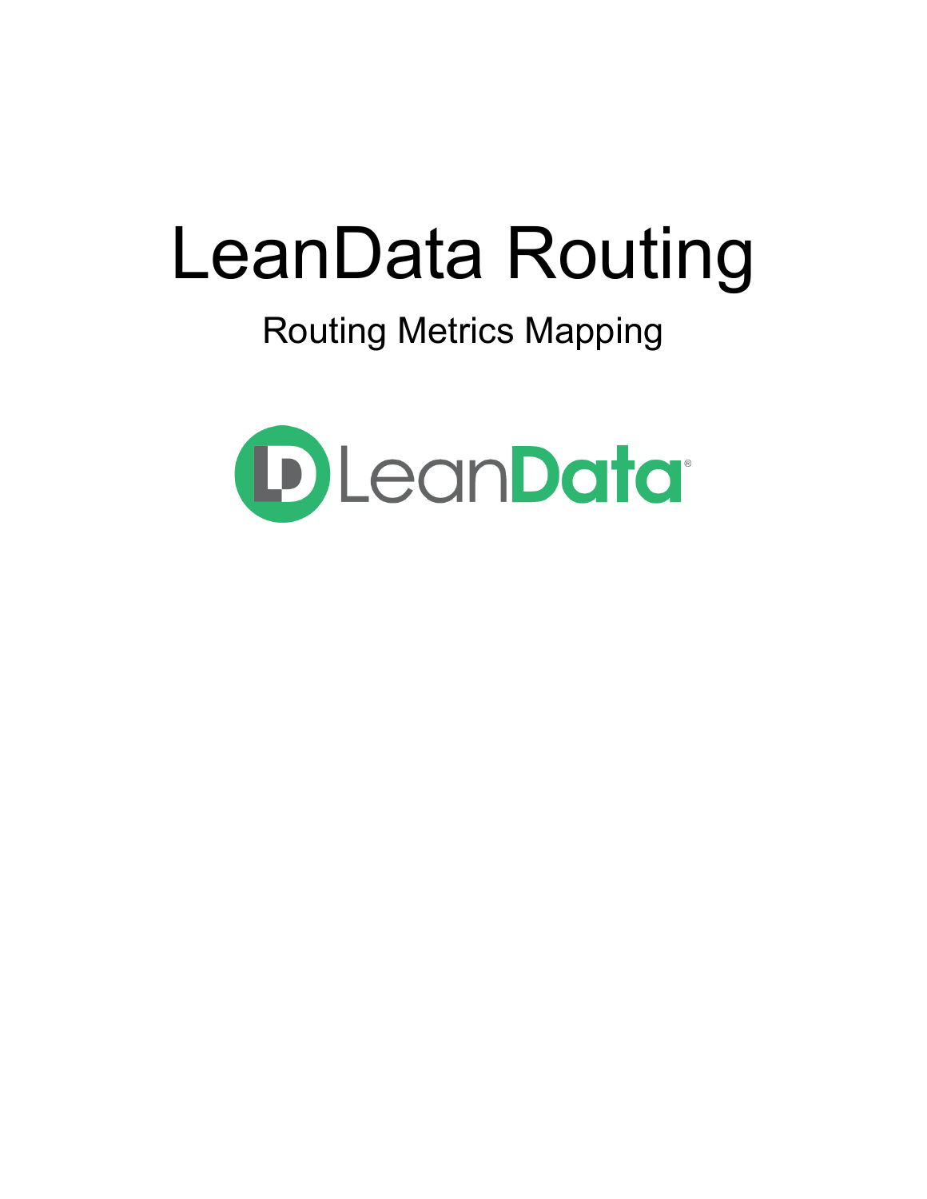# LeanData Routing

## Routing Metrics Mapping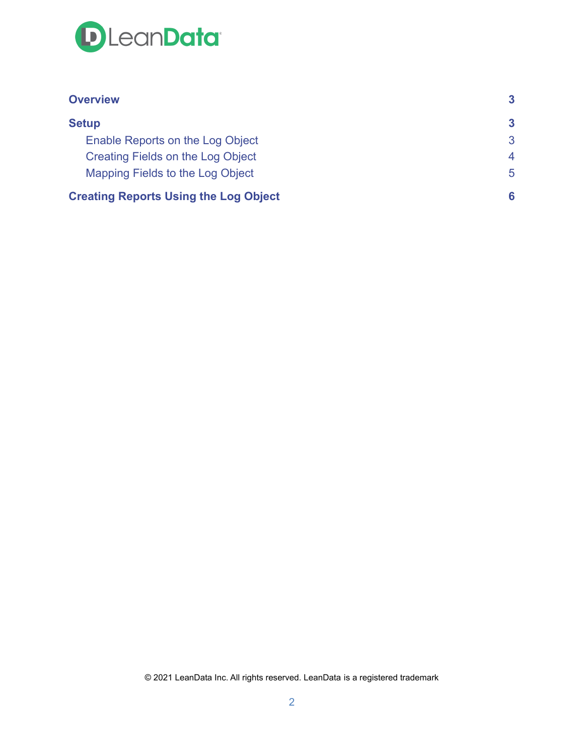| | |
|---|---|
| **Overview** | **3** |
| **Setup** | **3** |
| Enable Reports on the Log Object | 3 |
| Creating Fields on the Log Object | 4 |
| Mapping Fields to the Log Object | 5 |
| **Creating Reports Using the Log Object** | **6** |

© 2021 LeanData Inc. All rights reserved. LeanData is a registered trademark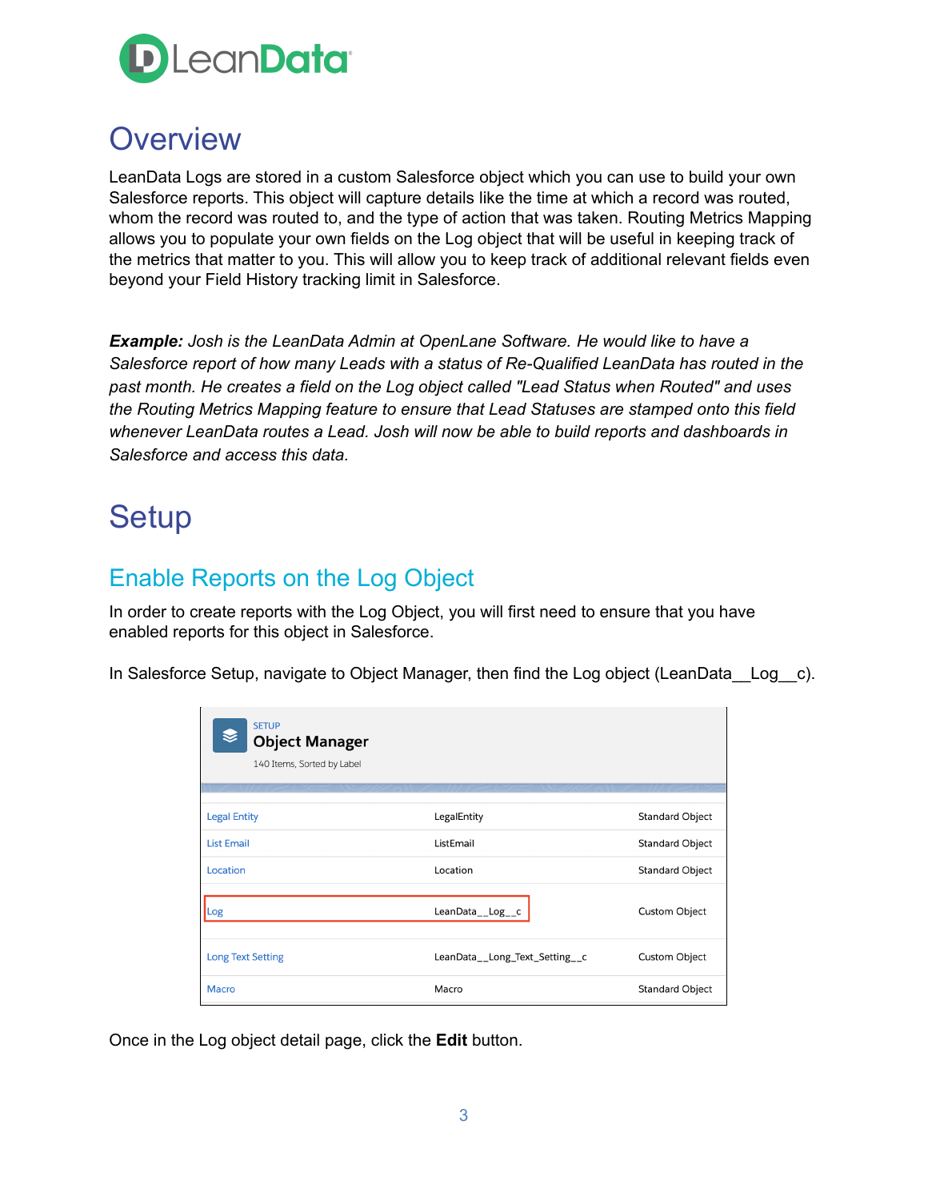# Overview

LeanData Logs are stored in a custom Salesforce object which you can use to build your own Salesforce reports. This object will capture details like the time at which a record was routed, whom the record was routed to, and the type of action that was taken. Routing Metrics Mapping allows you to populate your own fields on the Log object that will be useful in keeping track of the metrics that matter to you. This will allow you to keep track of additional relevant fields even beyond your Field History tracking limit in Salesforce.

***Example:*** *Josh is the LeanData Admin at OpenLane Software. He would like to have a Salesforce report of how many Leads with a status of Re-Qualified LeanData has routed in the past month. He creates a field on the Log object called "Lead Status when Routed" and uses the Routing Metrics Mapping feature to ensure that Lead Statuses are stamped onto this field whenever LeanData routes a Lead. Josh will now be able to build reports and dashboards in Salesforce and access this data.*

# Setup

## Enable Reports on the Log Object

In order to create reports with the Log Object, you will first need to ensure that you have enabled reports for this object in Salesforce.

In Salesforce Setup, navigate to Object Manager, then find the Log object (LeanData__Log__c).

Once in the Log object detail page, click the **Edit** button.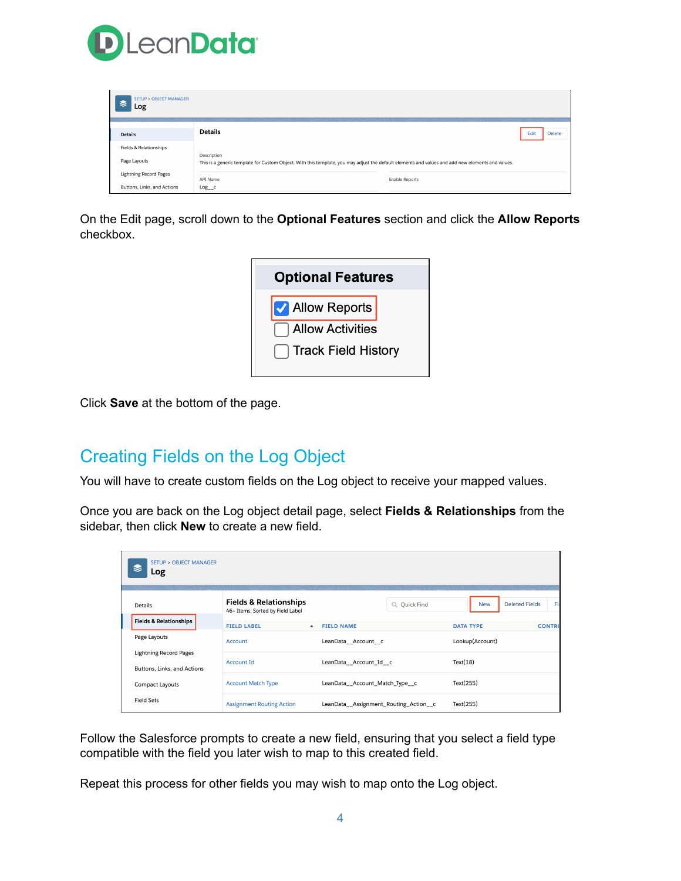On the Edit page, scroll down to the **Optional Features** section and click the **Allow Reports** checkbox.

Click **Save** at the bottom of the page.

## Creating Fields on the Log Object

You will have to create custom fields on the Log object to receive your mapped values.

Once you are back on the Log object detail page, select **Fields & Relationships** from the sidebar, then click **New** to create a new field.

Follow the Salesforce prompts to create a new field, ensuring that you select a field type compatible with the field you later wish to map to this created field.

Repeat this process for other fields you may wish to map onto the Log object.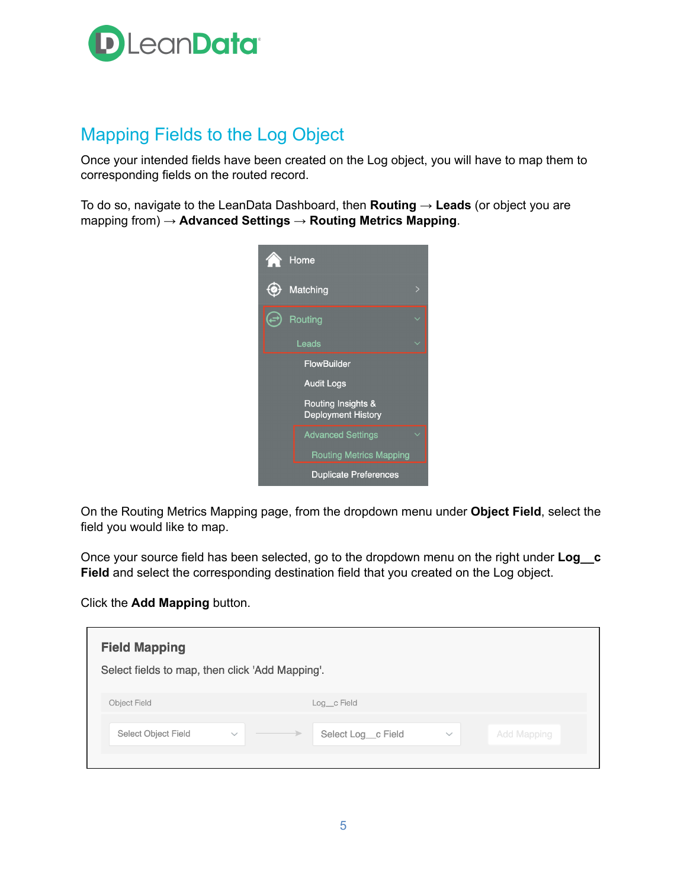## Mapping Fields to the Log Object

Once your intended fields have been created on the Log object, you will have to map them to corresponding fields on the routed record.

To do so, navigate to the LeanData Dashboard, then **Routing** → **Leads** (or object you are mapping from) → **Advanced Settings** → **Routing Metrics Mapping**.

On the Routing Metrics Mapping page, from the dropdown menu under **Object Field**, select the field you would like to map.

Once your source field has been selected, go to the dropdown menu on the right under **Log__c Field** and select the corresponding destination field that you created on the Log object.

Click the **Add Mapping** button.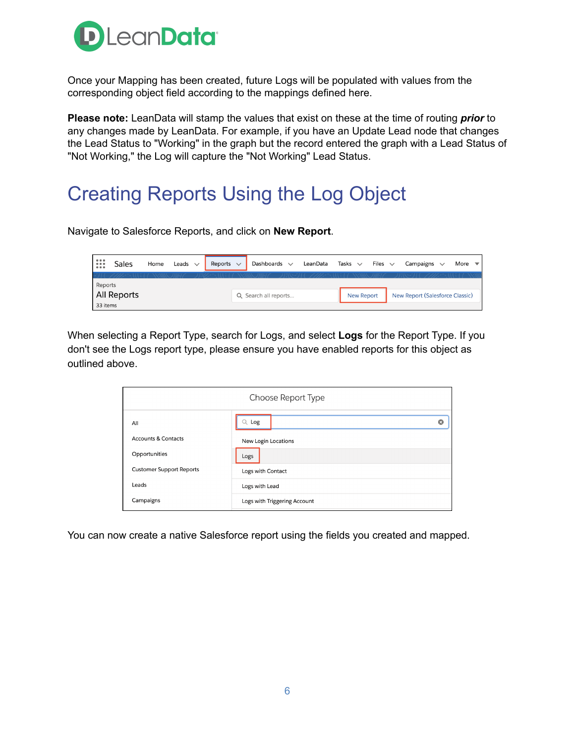Once your Mapping has been created, future Logs will be populated with values from the corresponding object field according to the mappings defined here.

**Please note:** LeanData will stamp the values that exist on these at the time of routing ***prior*** to any changes made by LeanData. For example, if you have an Update Lead node that changes the Lead Status to "Working" in the graph but the record entered the graph with a Lead Status of "Not Working," the Log will capture the "Not Working" Lead Status.

# Creating Reports Using the Log Object

Navigate to Salesforce Reports, and click on **New Report**.

When selecting a Report Type, search for Logs, and select **Logs** for the Report Type. If you don't see the Logs report type, please ensure you have enabled reports for this object as outlined above.

You can now create a native Salesforce report using the fields you created and mapped.